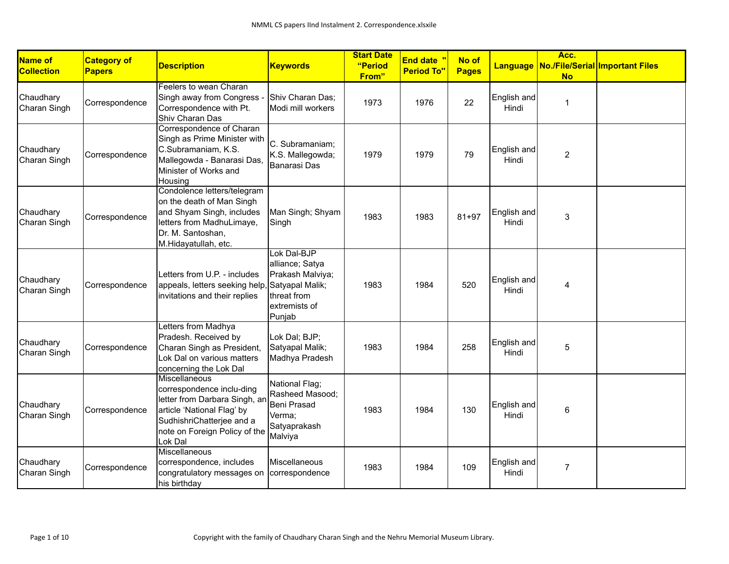| Name of Collection | Category of Papers | Description | Keywords | Start Date "Period From" | End date " Period To" | No of Pages | Language | Acc. No./File/Serial No | Important Files |
|---|---|---|---|---|---|---|---|---|---|
| Chaudhary Charan Singh | Correspondence | Feelers to wean Charan Singh away from Congress - Correspondence with Pt. Shiv Charan Das | Shiv Charan Das; Modi mill workers | 1973 | 1976 | 22 | English and Hindi | 1 | |
| Chaudhary Charan Singh | Correspondence | Correspondence of Charan Singh as Prime Minister with C.Subramaniam, K.S. Mallegowda - Banarasi Das, Minister of Works and Housing | C. Subramaniam; K.S. Mallegowda; Banarasi Das | 1979 | 1979 | 79 | English and Hindi | 2 | |
| Chaudhary Charan Singh | Correspondence | Condolence letters/telegram on the death of Man Singh and Shyam Singh, includes letters from MadhuLimaye, Dr. M. Santoshan, M.Hidayatullah, etc. | Man Singh; Shyam Singh | 1983 | 1983 | 81+97 | English and Hindi | 3 | |
| Chaudhary Charan Singh | Correspondence | Letters from U.P. - includes appeals, letters seeking help, invitations and their replies | Lok Dal-BJP alliance; Satya Prakash Malviya; Satyapal Malik; threat from extremists of Punjab | 1983 | 1984 | 520 | English and Hindi | 4 | |
| Chaudhary Charan Singh | Correspondence | Letters from Madhya Pradesh. Received by Charan Singh as President, Lok Dal on various matters concerning the Lok Dal | Lok Dal; BJP; Satyapal Malik; Madhya Pradesh | 1983 | 1984 | 258 | English and Hindi | 5 | |
| Chaudhary Charan Singh | Correspondence | Miscellaneous correspondence inclu-ding letter from Darbara Singh, an article 'National Flag' by SudhishriChatterjee and a note on Foreign Policy of the Lok Dal | National Flag; Rasheed Masood; Beni Prasad Verma; Satyaprakash Malviya | 1983 | 1984 | 130 | English and Hindi | 6 | |
| Chaudhary Charan Singh | Correspondence | Miscellaneous correspondence, includes congratulatory messages on his birthday | Miscellaneous correspondence | 1983 | 1984 | 109 | English and Hindi | 7 | |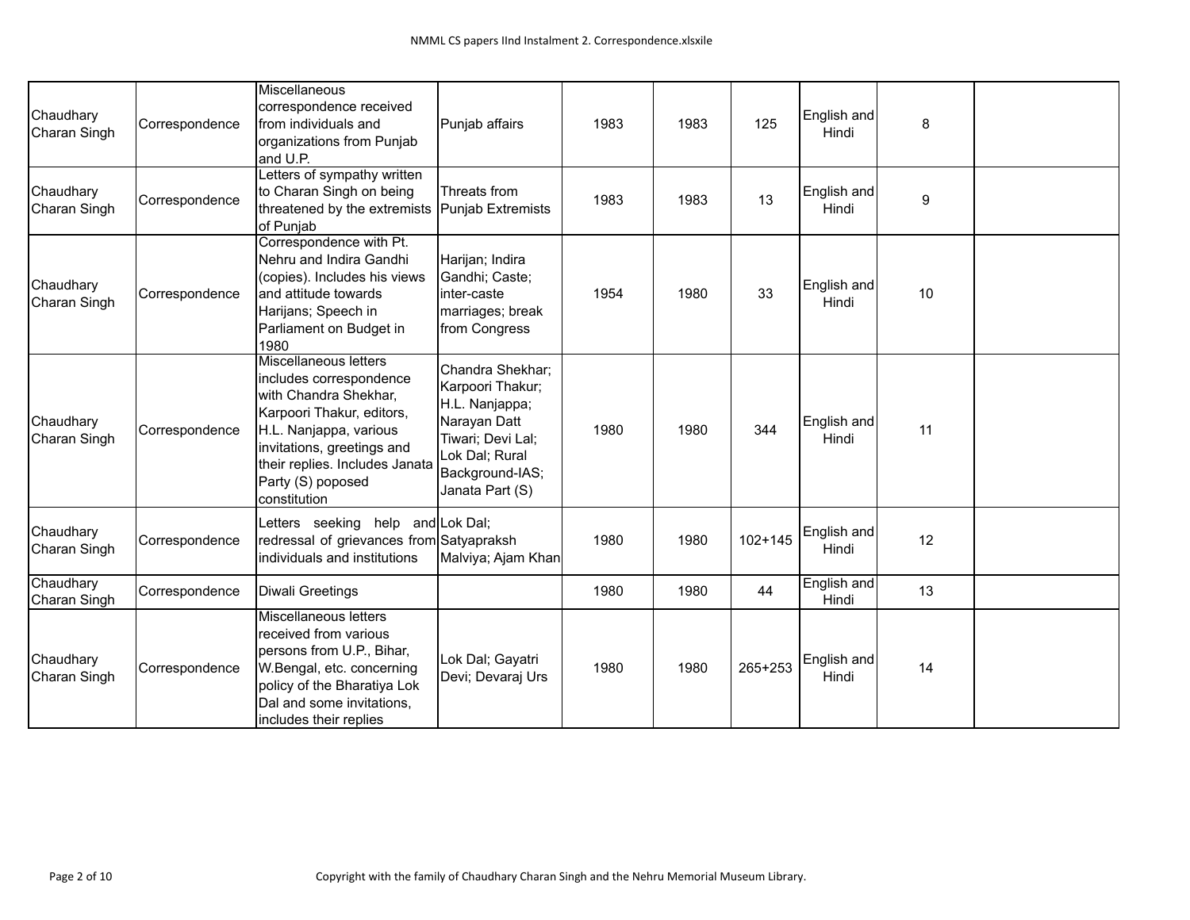| | | | | | | | | | |
|---|---|---|---|---|---|---|---|---|---|
| Chaudhary Charan Singh | Correspondence | Miscellaneous correspondence received from individuals and organizations from Punjab and U.P. | Punjab affairs | 1983 | 1983 | 125 | English and Hindi | 8 | |
| Chaudhary Charan Singh | Correspondence | Letters of sympathy written to Charan Singh on being threatened by the extremists of Punjab | Threats from Punjab Extremists | 1983 | 1983 | 13 | English and Hindi | 9 | |
| Chaudhary Charan Singh | Correspondence | Correspondence with Pt. Nehru and Indira Gandhi (copies). Includes his views and attitude towards Harijans; Speech in Parliament on Budget in 1980 | Harijan; Indira Gandhi; Caste; inter-caste marriages; break from Congress | 1954 | 1980 | 33 | English and Hindi | 10 | |
| Chaudhary Charan Singh | Correspondence | Miscellaneous letters includes correspondence with Chandra Shekhar, Karpoori Thakur, editors, H.L. Nanjappa, various invitations, greetings and their replies. Includes Janata Party (S) poposed constitution | Chandra Shekhar; Karpoori Thakur; H.L. Nanjappa; Narayan Datt Tiwari; Devi Lal; Lok Dal; Rural Background-IAS; Janata Part (S) | 1980 | 1980 | 344 | English and Hindi | 11 | |
| Chaudhary Charan Singh | Correspondence | Letters seeking help and redressal of grievances from individuals and institutions | Lok Dal; Satyapraksh Malviya; Ajam Khan | 1980 | 1980 | 102+145 | English and Hindi | 12 | |
| Chaudhary Charan Singh | Correspondence | Diwali Greetings | | 1980 | 1980 | 44 | English and Hindi | 13 | |
| Chaudhary Charan Singh | Correspondence | Miscellaneous letters received from various persons from U.P., Bihar, W.Bengal, etc. concerning policy of the Bharatiya Lok Dal and some invitations, includes their replies | Lok Dal; Gayatri Devi; Devaraj Urs | 1980 | 1980 | 265+253 | English and Hindi | 14 | |

Copyright with the family of Chaudhary Charan Singh and the Nehru Memorial Museum Library.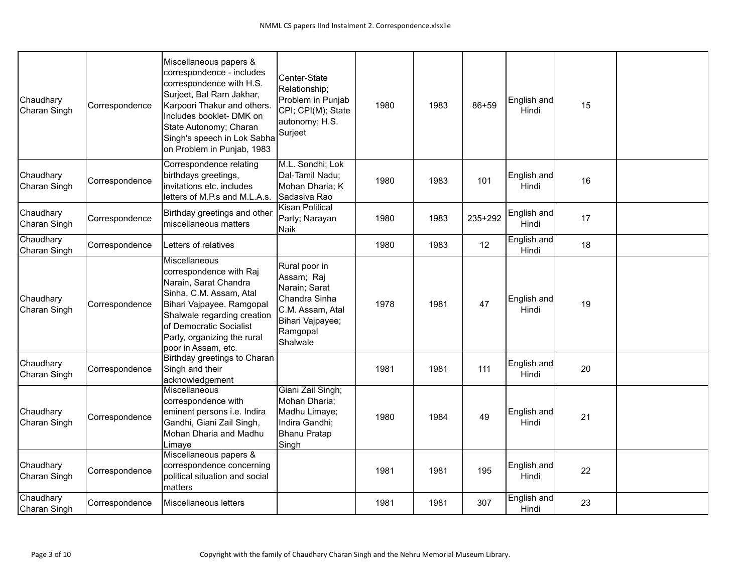| | | | | | | | | | |
|---|---|---|---|---|---|---|---|---|---|
| Chaudhary Charan Singh | Correspondence | Miscellaneous papers & correspondence - includes correspondence with H.S. Surjeet, Bal Ram Jakhar, Karpoori Thakur and others. Includes booklet- DMK on State Autonomy; Charan Singh's speech in Lok Sabha on Problem in Punjab, 1983 | Center-State Relationship; Problem in Punjab CPI; CPI(M); State autonomy; H.S. Surjeet | 1980 | 1983 | 86+59 | English and Hindi | 15 | |
| Chaudhary Charan Singh | Correspondence | Correspondence relating birthdays greetings, invitations etc. includes letters of M.P.s and M.L.A.s. | M.L. Sondhi; Lok Dal-Tamil Nadu; Mohan Dharia; K Sadasiva Rao | 1980 | 1983 | 101 | English and Hindi | 16 | |
| Chaudhary Charan Singh | Correspondence | Birthday greetings and other miscellaneous matters | Kisan Political Party; Narayan Naik | 1980 | 1983 | 235+292 | English and Hindi | 17 | |
| Chaudhary Charan Singh | Correspondence | Letters of relatives | | 1980 | 1983 | 12 | English and Hindi | 18 | |
| Chaudhary Charan Singh | Correspondence | Miscellaneous correspondence with Raj Narain, Sarat Chandra Sinha, C.M. Assam, Atal Bihari Vajpayee. Ramgopal Shalwale regarding creation of Democratic Socialist Party, organizing the rural poor in Assam, etc. | Rural poor in Assam; Raj Narain; Sarat Chandra Sinha C.M. Assam, Atal Bihari Vajpayee; Ramgopal Shalwale | 1978 | 1981 | 47 | English and Hindi | 19 | |
| Chaudhary Charan Singh | Correspondence | Birthday greetings to Charan Singh and their acknowledgement | | 1981 | 1981 | 111 | English and Hindi | 20 | |
| Chaudhary Charan Singh | Correspondence | Miscellaneous correspondence with eminent persons i.e. Indira Gandhi, Giani Zail Singh, Mohan Dharia and Madhu Limaye | Giani Zail Singh; Mohan Dharia; Madhu Limaye; Indira Gandhi; Bhanu Pratap Singh | 1980 | 1984 | 49 | English and Hindi | 21 | |
| Chaudhary Charan Singh | Correspondence | Miscellaneous papers & correspondence concerning political situation and social matters | | 1981 | 1981 | 195 | English and Hindi | 22 | |
| Chaudhary Charan Singh | Correspondence | Miscellaneous letters | | 1981 | 1981 | 307 | English and Hindi | 23 | |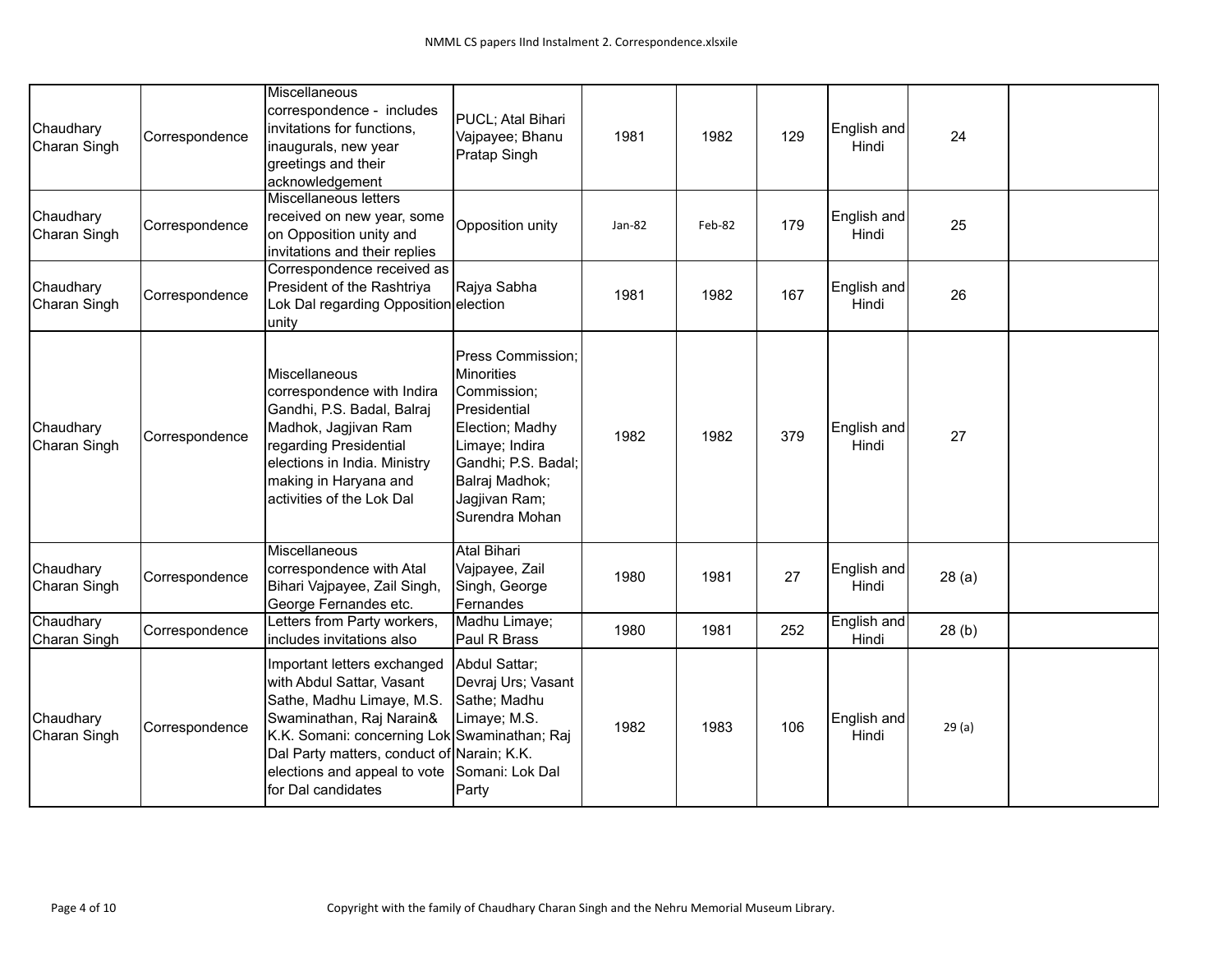| | | | | | | | | | |
|---|---|---|---|---|---|---|---|---|---|
| Chaudhary Charan Singh | Correspondence | Miscellaneous correspondence - includes invitations for functions, inaugurals, new year greetings and their acknowledgement | PUCL; Atal Bihari Vajpayee; Bhanu Pratap Singh | 1981 | 1982 | 129 | English and Hindi | 24 | |
| Chaudhary Charan Singh | Correspondence | Miscellaneous letters received on new year, some on Opposition unity and invitations and their replies | Opposition unity | Jan-82 | Feb-82 | 179 | English and Hindi | 25 | |
| Chaudhary Charan Singh | Correspondence | Correspondence received as President of the Rashtriya Lok Dal regarding Opposition unity | Rajya Sabha election | 1981 | 1982 | 167 | English and Hindi | 26 | |
| Chaudhary Charan Singh | Correspondence | Miscellaneous correspondence with Indira Gandhi, P.S. Badal, Balraj Madhok, Jagjivan Ram regarding Presidential elections in India. Ministry making in Haryana and activities of the Lok Dal | Press Commission; Minorities Commission; Presidential Election; Madhy Limaye; Indira Gandhi; P.S. Badal; Balraj Madhok; Jagjivan Ram; Surendra Mohan | 1982 | 1982 | 379 | English and Hindi | 27 | |
| Chaudhary Charan Singh | Correspondence | Miscellaneous correspondence with Atal Bihari Vajpayee, Zail Singh, George Fernandes etc. | Atal Bihari Vajpayee, Zail Singh, George Fernandes | 1980 | 1981 | 27 | English and Hindi | 28 (a) | |
| Chaudhary Charan Singh | Correspondence | Letters from Party workers, includes invitations also | Madhu Limaye; Paul R Brass | 1980 | 1981 | 252 | English and Hindi | 28 (b) | |
| Chaudhary Charan Singh | Correspondence | Important letters exchanged with Abdul Sattar, Vasant Sathe, Madhu Limaye, M.S. Swaminathan, Raj Narain& K.K. Somani: concerning Lok Dal Party matters, conduct of elections and appeal to vote for Dal candidates | Abdul Sattar; Devraj Urs; Vasant Sathe; Madhu Limaye; M.S. Swaminathan; Raj Narain; K.K. Somani: Lok Dal Party | 1982 | 1983 | 106 | English and Hindi | 29 (a) | |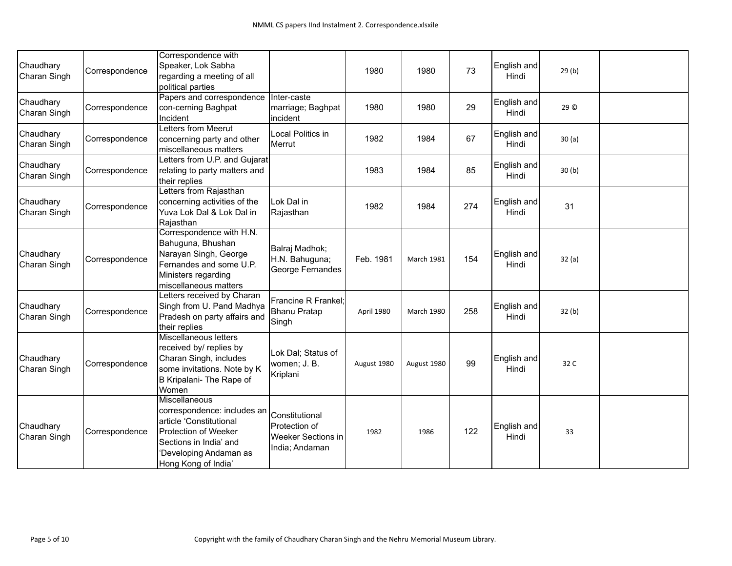| | | | | | | | | | |
|---|---|---|---|---|---|---|---|---|---|
| Chaudhary Charan Singh | Correspondence | Correspondence with Speaker, Lok Sabha regarding a meeting of all political parties | | 1980 | 1980 | 73 | English and Hindi | 29 (b) | |
| Chaudhary Charan Singh | Correspondence | Papers and correspondence con-cerning Baghpat Incident | Inter-caste marriage; Baghpat incident | 1980 | 1980 | 29 | English and Hindi | 29 © | |
| Chaudhary Charan Singh | Correspondence | Letters from Meerut concerning party and other miscellaneous matters | Local Politics in Merrut | 1982 | 1984 | 67 | English and Hindi | 30 (a) | |
| Chaudhary Charan Singh | Correspondence | Letters from U.P. and Gujarat relating to party matters and their replies | | 1983 | 1984 | 85 | English and Hindi | 30 (b) | |
| Chaudhary Charan Singh | Correspondence | Letters from Rajasthan concerning activities of the Yuva Lok Dal & Lok Dal in Rajasthan | Lok Dal in Rajasthan | 1982 | 1984 | 274 | English and Hindi | 31 | |
| Chaudhary Charan Singh | Correspondence | Correspondence with H.N. Bahuguna, Bhushan Narayan Singh, George Fernandes and some U.P. Ministers regarding miscellaneous matters | Balraj Madhok; H.N. Bahuguna; George Fernandes | Feb. 1981 | March 1981 | 154 | English and Hindi | 32 (a) | |
| Chaudhary Charan Singh | Correspondence | Letters received by Charan Singh from U. Pand Madhya Pradesh on party affairs and their replies | Francine R Frankel; Bhanu Pratap Singh | April 1980 | March 1980 | 258 | English and Hindi | 32 (b) | |
| Chaudhary Charan Singh | Correspondence | Miscellaneous letters received by/ replies by Charan Singh, includes some invitations. Note by K B Kripalani- The Rape of Women | Lok Dal; Status of women; J. B. Kriplani | August 1980 | August 1980 | 99 | English and Hindi | 32 C | |
| Chaudhary Charan Singh | Correspondence | Miscellaneous correspondence: includes an article 'Constitutional Protection of Weeker Sections in India' and 'Developing Andaman as Hong Kong of India' | Constitutional Protection of Weeker Sections in India; Andaman | 1982 | 1986 | 122 | English and Hindi | 33 | |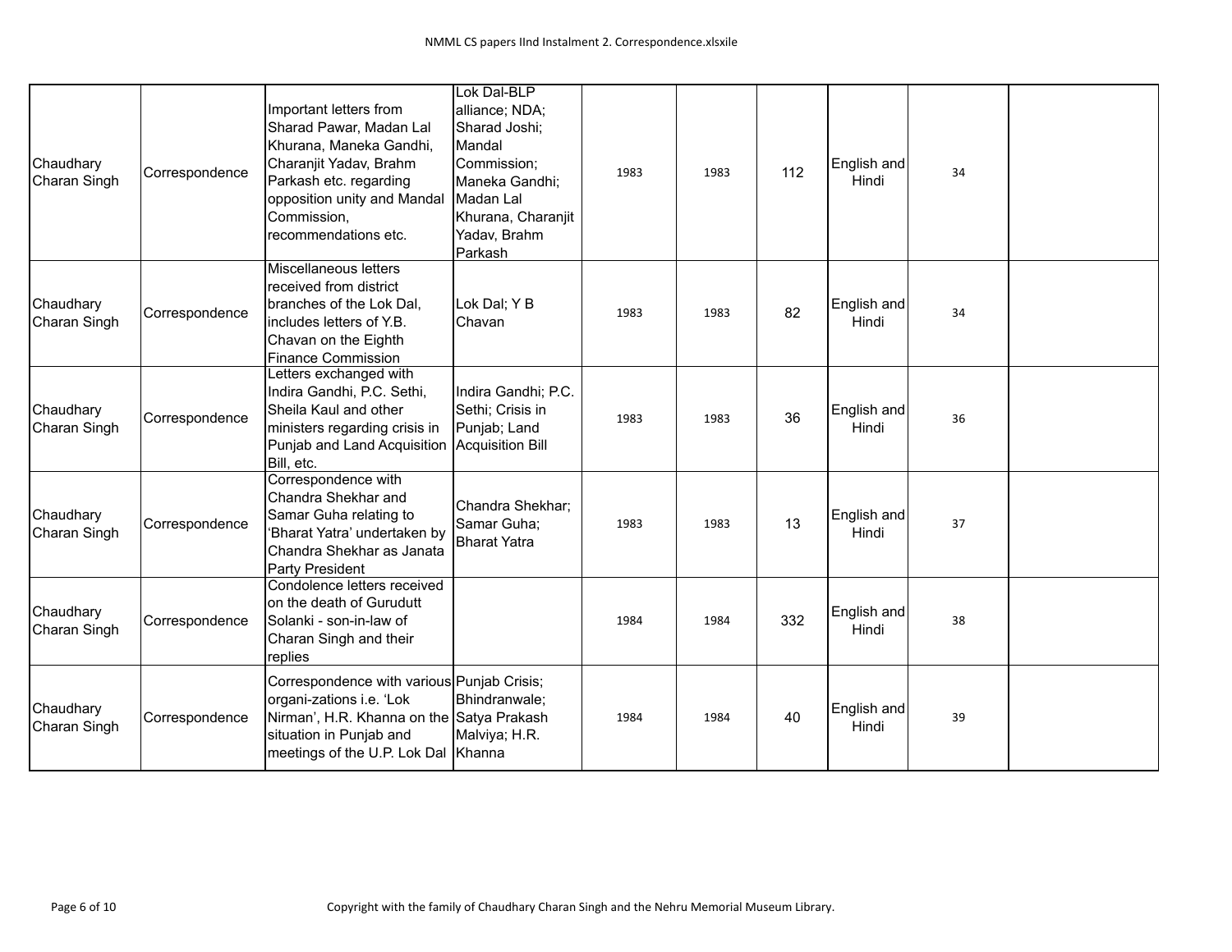| | | | | | | | | | |
|---|---|---|---|---|---|---|---|---|---|
| Chaudhary Charan Singh | Correspondence | Important letters from Sharad Pawar, Madan Lal Khurana, Maneka Gandhi, Charanjit Yadav, Brahm Parkash etc. regarding opposition unity and Mandal Commission, recommendations etc. | Lok Dal-BLP alliance; NDA; Sharad Joshi; Mandal Commission; Maneka Gandhi; Madan Lal Khurana, Charanjit Yadav, Brahm Parkash | 1983 | 1983 | 112 | English and Hindi | 34 | |
| Chaudhary Charan Singh | Correspondence | Miscellaneous letters received from district branches of the Lok Dal, includes letters of Y.B. Chavan on the Eighth Finance Commission | Lok Dal; Y B Chavan | 1983 | 1983 | 82 | English and Hindi | 34 | |
| Chaudhary Charan Singh | Correspondence | Letters exchanged with Indira Gandhi, P.C. Sethi, Sheila Kaul and other ministers regarding crisis in Punjab and Land Acquisition Bill, etc. | Indira Gandhi; P.C. Sethi; Crisis in Punjab; Land Acquisition Bill | 1983 | 1983 | 36 | English and Hindi | 36 | |
| Chaudhary Charan Singh | Correspondence | Correspondence with Chandra Shekhar and Samar Guha relating to 'Bharat Yatra' undertaken by Chandra Shekhar as Janata Party President | Chandra Shekhar; Samar Guha; Bharat Yatra | 1983 | 1983 | 13 | English and Hindi | 37 | |
| Chaudhary Charan Singh | Correspondence | Condolence letters received on the death of Gurudutt Solanki - son-in-law of Charan Singh and their replies | | 1984 | 1984 | 332 | English and Hindi | 38 | |
| Chaudhary Charan Singh | Correspondence | Correspondence with various organi-zations i.e. 'Lok Nirman', H.R. Khanna on the situation in Punjab and meetings of the U.P. Lok Dal | Punjab Crisis; Bhindranwale; Satya Prakash Malviya; H.R. Khanna | 1984 | 1984 | 40 | English and Hindi | 39 | |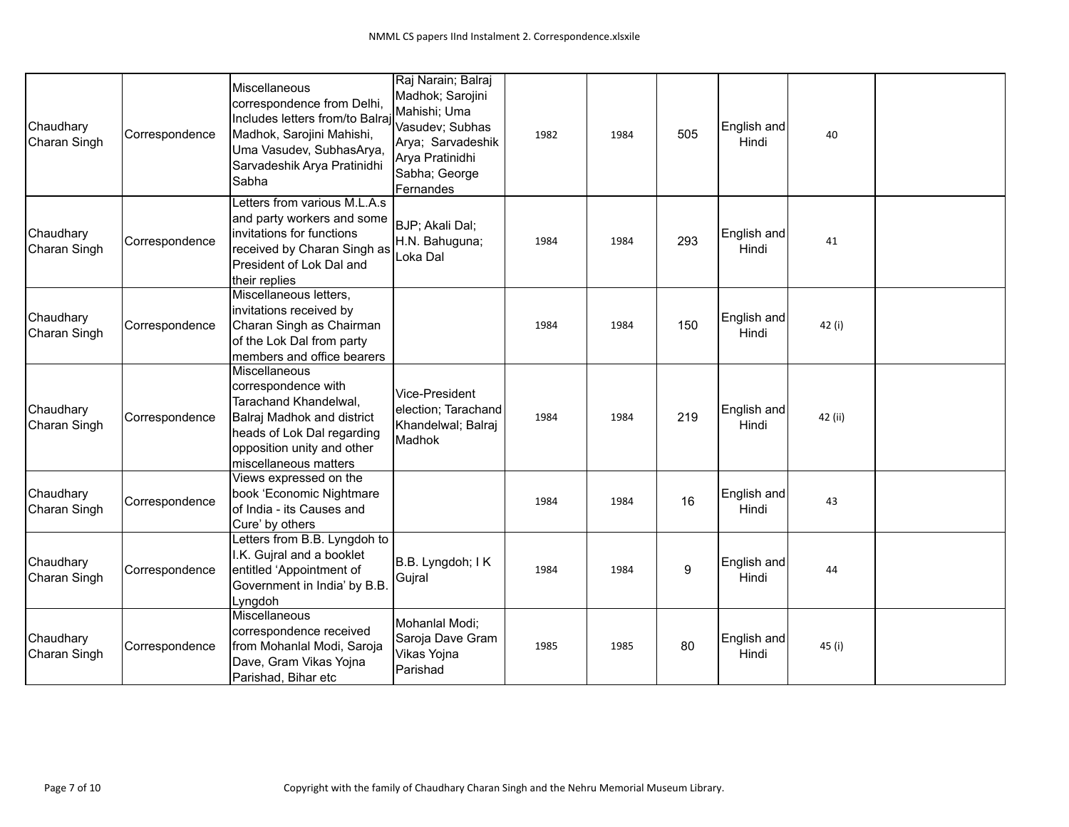| | | | | | | | | | |
|---|---|---|---|---|---|---|---|---|---|
| Chaudhary Charan Singh | Correspondence | Miscellaneous correspondence from Delhi, Includes letters from/to Balraj Madhok, Sarojini Mahishi, Uma Vasudev, SubhasArya, Sarvadeshik Arya Pratinidhi Sabha | Raj Narain; Balraj Madhok; Sarojini Mahishi; Uma Vasudev; Subhas Arya; Sarvadeshik Arya Pratinidhi Sabha; George Fernandes | 1982 | 1984 | 505 | English and Hindi | 40 | |
| Chaudhary Charan Singh | Correspondence | Letters from various M.L.A.s and party workers and some invitations for functions received by Charan Singh as President of Lok Dal and their replies | BJP; Akali Dal; H.N. Bahuguna; Loka Dal | 1984 | 1984 | 293 | English and Hindi | 41 | |
| Chaudhary Charan Singh | Correspondence | Miscellaneous letters, invitations received by Charan Singh as Chairman of the Lok Dal from party members and office bearers | | 1984 | 1984 | 150 | English and Hindi | 42 (i) | |
| Chaudhary Charan Singh | Correspondence | Miscellaneous correspondence with Tarachand Khandelwal, Balraj Madhok and district heads of Lok Dal regarding opposition unity and other miscellaneous matters | Vice-President election; Tarachand Khandelwal; Balraj Madhok | 1984 | 1984 | 219 | English and Hindi | 42 (ii) | |
| Chaudhary Charan Singh | Correspondence | Views expressed on the book 'Economic Nightmare of India - its Causes and Cure' by others | | 1984 | 1984 | 16 | English and Hindi | 43 | |
| Chaudhary Charan Singh | Correspondence | Letters from B.B. Lyngdoh to I.K. Gujral and a booklet entitled 'Appointment of Government in India' by B.B. Lyngdoh | B.B. Lyngdoh; I K Gujral | 1984 | 1984 | 9 | English and Hindi | 44 | |
| Chaudhary Charan Singh | Correspondence | Miscellaneous correspondence received from Mohanlal Modi, Saroja Dave, Gram Vikas Yojna Parishad, Bihar etc | Mohanlal Modi; Saroja Dave Gram Vikas Yojna Parishad | 1985 | 1985 | 80 | English and Hindi | 45 (i) | |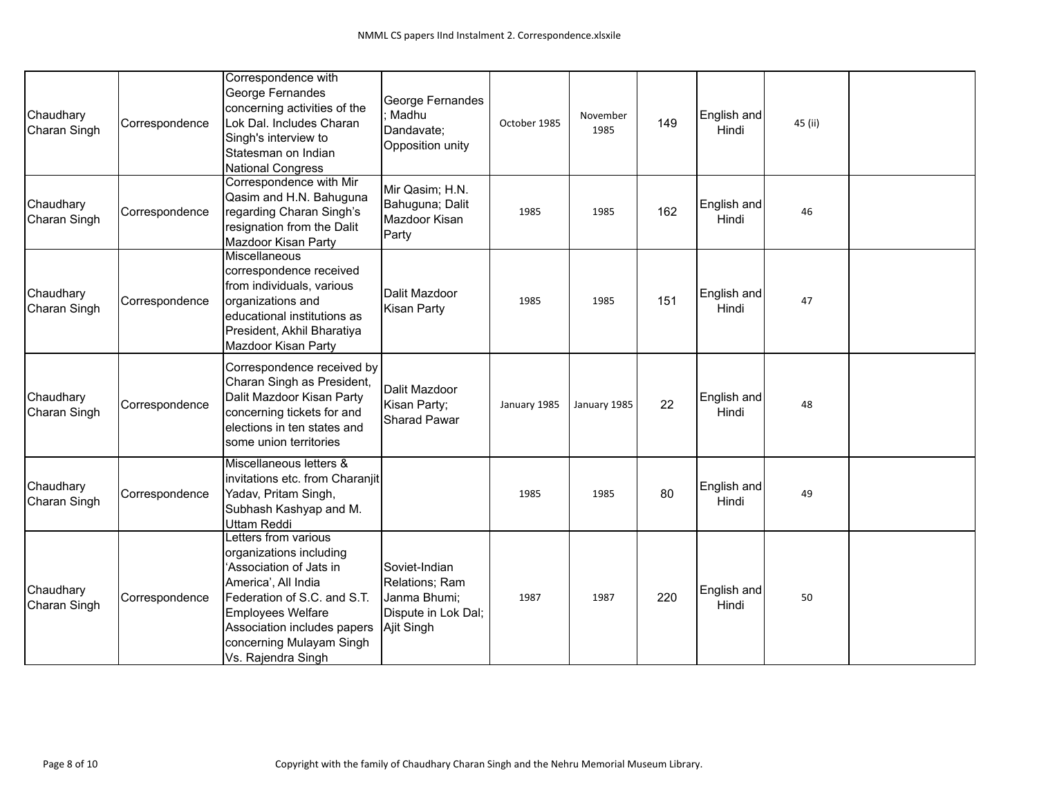| | | | | | | | | | |
|---|---|---|---|---|---|---|---|---|---|
| Chaudhary Charan Singh | Correspondence | Correspondence with George Fernandes concerning activities of the Lok Dal. Includes Charan Singh's interview to Statesman on Indian National Congress | George Fernandes ; Madhu Dandavate; Opposition unity | October 1985 | November 1985 | 149 | English and Hindi | 45 (ii) | |
| Chaudhary Charan Singh | Correspondence | Correspondence with Mir Qasim and H.N. Bahuguna regarding Charan Singh's resignation from the Dalit Mazdoor Kisan Party | Mir Qasim; H.N. Bahuguna; Dalit Mazdoor Kisan Party | 1985 | 1985 | 162 | English and Hindi | 46 | |
| Chaudhary Charan Singh | Correspondence | Miscellaneous correspondence received from individuals, various organizations and educational institutions as President, Akhil Bharatiya Mazdoor Kisan Party | Dalit Mazdoor Kisan Party | 1985 | 1985 | 151 | English and Hindi | 47 | |
| Chaudhary Charan Singh | Correspondence | Correspondence received by Charan Singh as President, Dalit Mazdoor Kisan Party concerning tickets for and elections in ten states and some union territories | Dalit Mazdoor Kisan Party; Sharad Pawar | January 1985 | January 1985 | 22 | English and Hindi | 48 | |
| Chaudhary Charan Singh | Correspondence | Miscellaneous letters & invitations etc. from Charanjit Yadav, Pritam Singh, Subhash Kashyap and M. Uttam Reddi | | 1985 | 1985 | 80 | English and Hindi | 49 | |
| Chaudhary Charan Singh | Correspondence | Letters from various organizations including 'Association of Jats in America', All India Federation of S.C. and S.T. Employees Welfare Association includes papers concerning Mulayam Singh Vs. Rajendra Singh | Soviet-Indian Relations; Ram Janma Bhumi; Dispute in Lok Dal; Ajit Singh | 1987 | 1987 | 220 | English and Hindi | 50 | |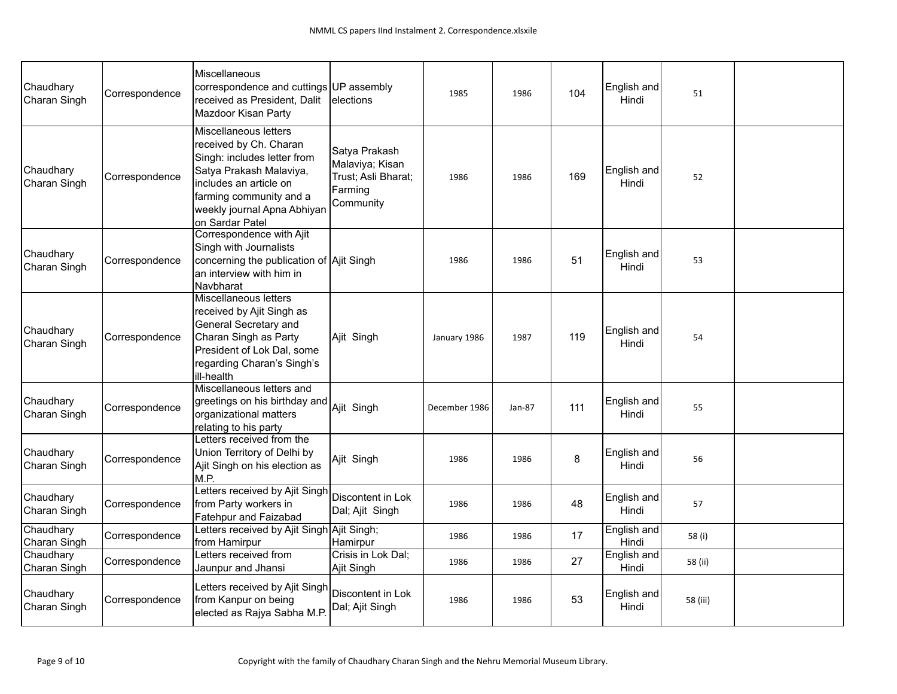| | | | | | | | | | |
|---|---|---|---|---|---|---|---|---|---|
| Chaudhary Charan Singh | Correspondence | Miscellaneous correspondence and cuttings received as President, Dalit Mazdoor Kisan Party | UP assembly elections | 1985 | 1986 | 104 | English and Hindi | 51 | |
| Chaudhary Charan Singh | Correspondence | Miscellaneous letters received by Ch. Charan Singh: includes letter from Satya Prakash Malaviya, includes an article on farming community and a weekly journal Apna Abhiyan on Sardar Patel | Satya Prakash Malaviya; Kisan Trust; Asli Bharat; Farming Community | 1986 | 1986 | 169 | English and Hindi | 52 | |
| Chaudhary Charan Singh | Correspondence | Correspondence with Ajit Singh with Journalists concerning the publication of an interview with him in Navbharat | Ajit Singh | 1986 | 1986 | 51 | English and Hindi | 53 | |
| Chaudhary Charan Singh | Correspondence | Miscellaneous letters received by Ajit Singh as General Secretary and Charan Singh as Party President of Lok Dal, some regarding Charan's Singh's ill-health | Ajit Singh | January 1986 | 1987 | 119 | English and Hindi | 54 | |
| Chaudhary Charan Singh | Correspondence | Miscellaneous letters and greetings on his birthday and organizational matters relating to his party | Ajit Singh | December 1986 | Jan-87 | 111 | English and Hindi | 55 | |
| Chaudhary Charan Singh | Correspondence | Letters received from the Union Territory of Delhi by Ajit Singh on his election as M.P. | Ajit Singh | 1986 | 1986 | 8 | English and Hindi | 56 | |
| Chaudhary Charan Singh | Correspondence | Letters received by Ajit Singh from Party workers in Fatehpur and Faizabad | Discontent in Lok Dal; Ajit Singh | 1986 | 1986 | 48 | English and Hindi | 57 | |
| Chaudhary Charan Singh | Correspondence | Letters received by Ajit Singh from Hamirpur | Ajit Singh; Hamirpur | 1986 | 1986 | 17 | English and Hindi | 58 (i) | |
| Chaudhary Charan Singh | Correspondence | Letters received from Jaunpur and Jhansi | Crisis in Lok Dal; Ajit Singh | 1986 | 1986 | 27 | English and Hindi | 58 (ii) | |
| Chaudhary Charan Singh | Correspondence | Letters received by Ajit Singh from Kanpur on being elected as Rajya Sabha M.P. | Discontent in Lok Dal; Ajit Singh | 1986 | 1986 | 53 | English and Hindi | 58 (iii) | |

Copyright with the family of Chaudhary Charan Singh and the Nehru Memorial Museum Library.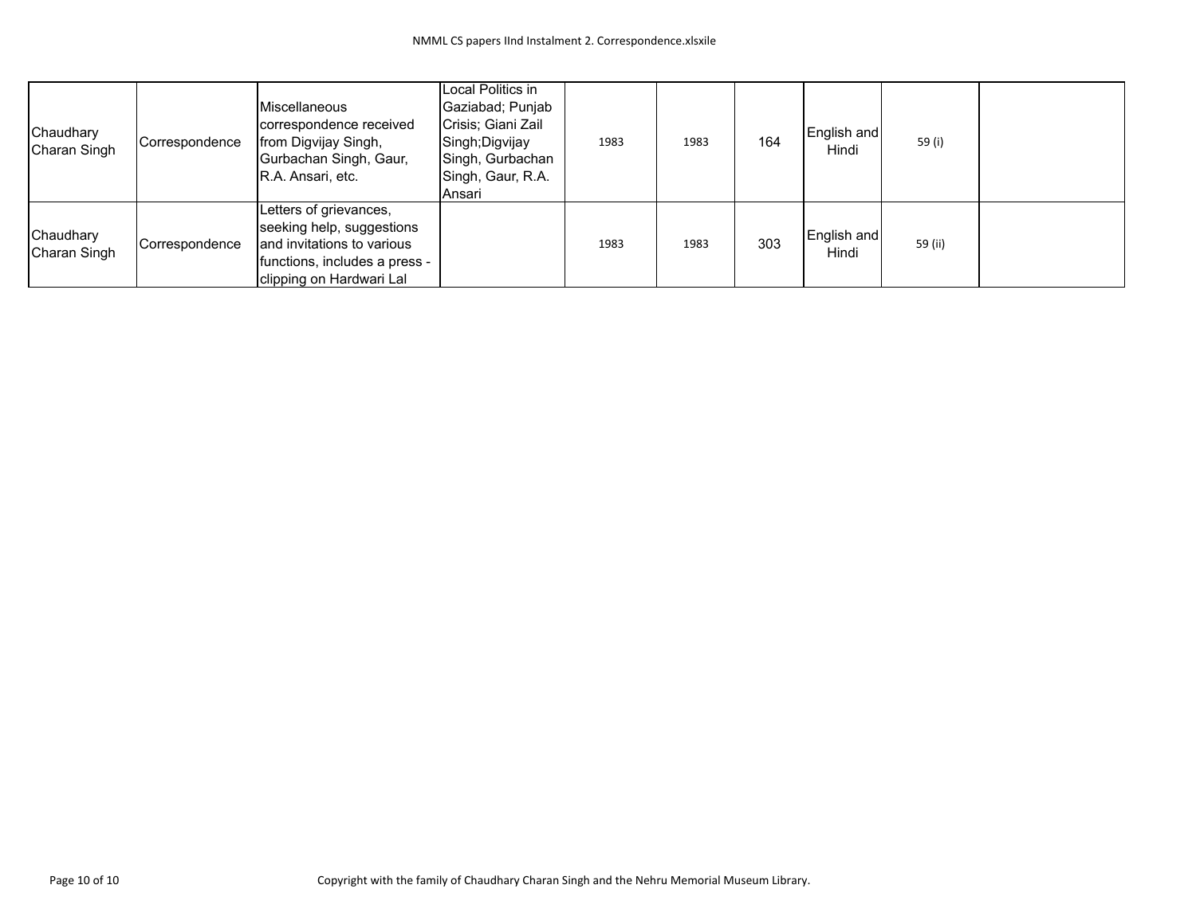| | | | | | | | | | |
|---|---|---|---|---|---|---|---|---|---|
| Chaudhary Charan Singh | Correspondence | Miscellaneous correspondence received from Digvijay Singh, Gurbachan Singh, Gaur, R.A. Ansari, etc. | Local Politics in Gaziabad; Punjab Crisis; Giani Zail Singh;Digvijay Singh, Gurbachan Singh, Gaur, R.A. Ansari | 1983 | 1983 | 164 | English and Hindi | 59 (i) | |
| Chaudhary Charan Singh | Correspondence | Letters of grievances, seeking help, suggestions and invitations to various functions, includes a press - clipping on Hardwari Lal | | 1983 | 1983 | 303 | English and Hindi | 59 (ii) | |

Copyright with the family of Chaudhary Charan Singh and the Nehru Memorial Museum Library.